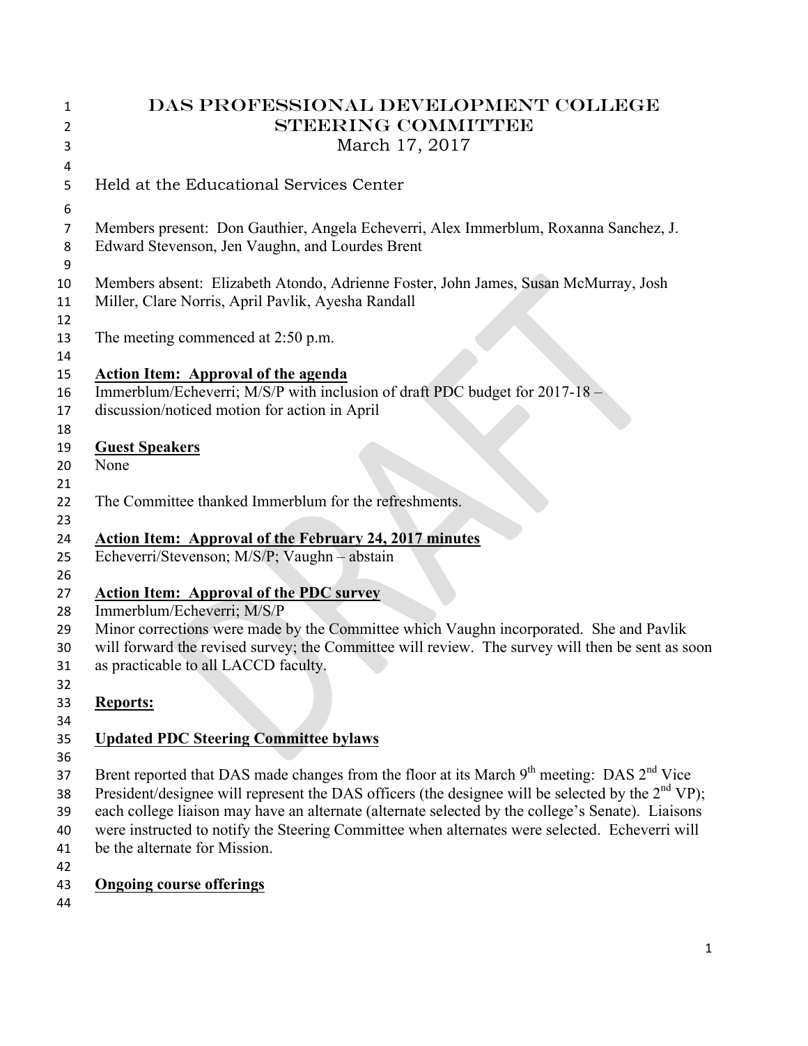# DAS Professional Development College Steering Committee

March 17, 2017

Held at the Educational Services Center

Members present: Don Gauthier, Angela Echeverri, Alex Immerblum, Roxanna Sanchez, J. Edward Stevenson, Jen Vaughn, and Lourdes Brent

Members absent: Elizabeth Atondo, Adrienne Foster, John James, Susan McMurray, Josh Miller, Clare Norris, April Pavlik, Ayesha Randall

The meeting commenced at 2:50 p.m.

**Action Item: Approval of the agenda**

Immerblum/Echeverri; M/S/P with inclusion of draft PDC budget for 2017-18 – discussion/noticed motion for action in April

**Guest Speakers**

None

The Committee thanked Immerblum for the refreshments.

**Action Item: Approval of the February 24, 2017 minutes**

Echeverri/Stevenson; M/S/P; Vaughn – abstain

**Action Item: Approval of the PDC survey**

Immerblum/Echeverri; M/S/P

Minor corrections were made by the Committee which Vaughn incorporated. She and Pavlik will forward the revised survey; the Committee will review. The survey will then be sent as soon as practicable to all LACCD faculty.

**Reports:**

**Updated PDC Steering Committee bylaws**

Brent reported that DAS made changes from the floor at its March 9th meeting: DAS 2nd Vice President/designee will represent the DAS officers (the designee will be selected by the 2nd VP); each college liaison may have an alternate (alternate selected by the college's Senate). Liaisons were instructed to notify the Steering Committee when alternates were selected. Echeverri will be the alternate for Mission.

**Ongoing course offerings**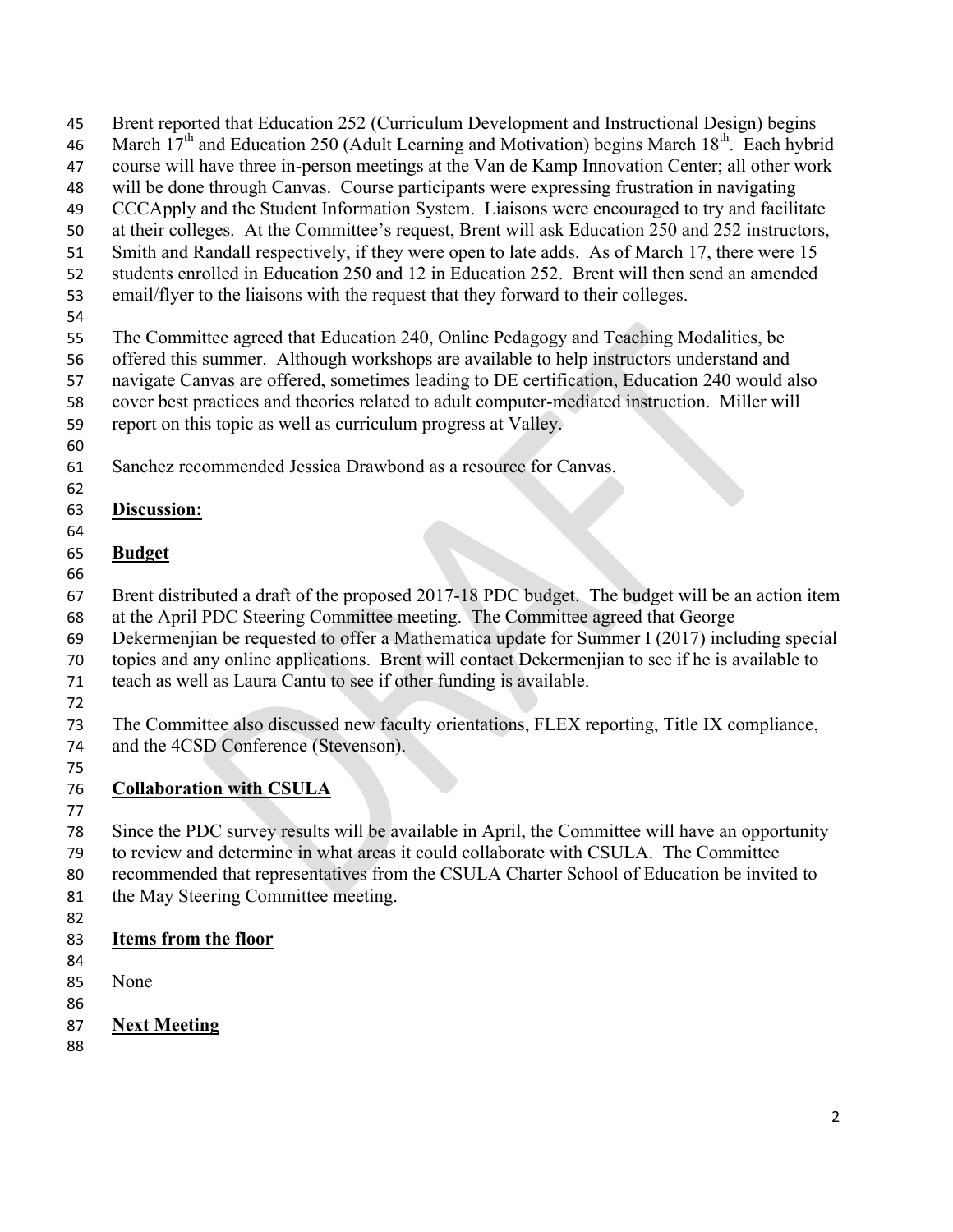Brent reported that Education 252 (Curriculum Development and Instructional Design) begins March 17th and Education 250 (Adult Learning and Motivation) begins March 18th. Each hybrid course will have three in-person meetings at the Van de Kamp Innovation Center; all other work will be done through Canvas. Course participants were expressing frustration in navigating CCCApply and the Student Information System. Liaisons were encouraged to try and facilitate at their colleges. At the Committee's request, Brent will ask Education 250 and 252 instructors, Smith and Randall respectively, if they were open to late adds. As of March 17, there were 15 students enrolled in Education 250 and 12 in Education 252. Brent will then send an amended email/flyer to the liaisons with the request that they forward to their colleges.

The Committee agreed that Education 240, Online Pedagogy and Teaching Modalities, be offered this summer. Although workshops are available to help instructors understand and navigate Canvas are offered, sometimes leading to DE certification, Education 240 would also cover best practices and theories related to adult computer-mediated instruction. Miller will report on this topic as well as curriculum progress at Valley.

Sanchez recommended Jessica Drawbond as a resource for Canvas.

**Discussion:**

**Budget**

Brent distributed a draft of the proposed 2017-18 PDC budget. The budget will be an action item at the April PDC Steering Committee meeting. The Committee agreed that George Dekermenjian be requested to offer a Mathematica update for Summer I (2017) including special topics and any online applications. Brent will contact Dekermenjian to see if he is available to teach as well as Laura Cantu to see if other funding is available.

The Committee also discussed new faculty orientations, FLEX reporting, Title IX compliance, and the 4CSD Conference (Stevenson).

**Collaboration with CSULA**

Since the PDC survey results will be available in April, the Committee will have an opportunity to review and determine in what areas it could collaborate with CSULA. The Committee recommended that representatives from the CSULA Charter School of Education be invited to the May Steering Committee meeting.

**Items from the floor**

None

**Next Meeting**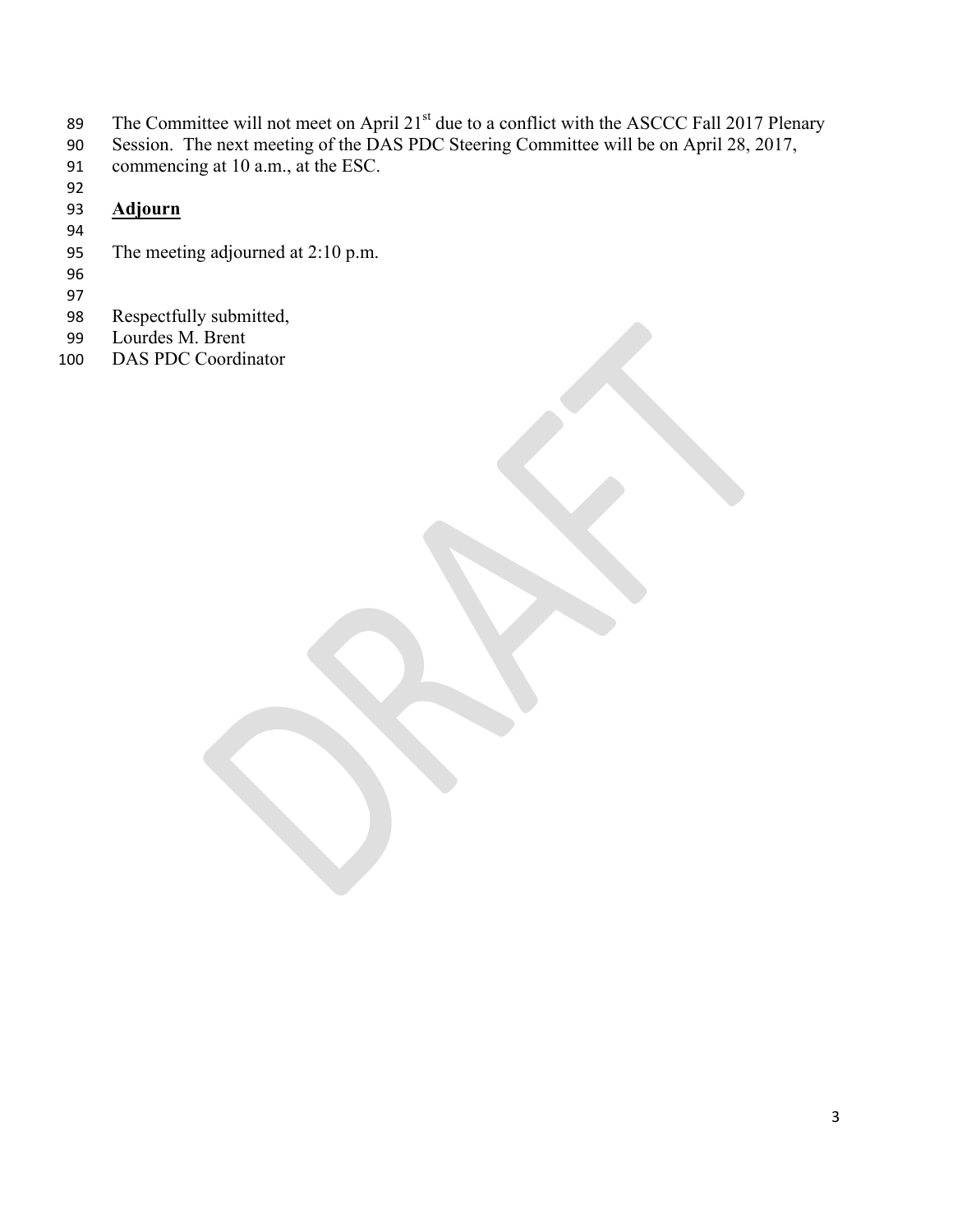The Committee will not meet on April 21st due to a conflict with the ASCCC Fall 2017 Plenary Session. The next meeting of the DAS PDC Steering Committee will be on April 28, 2017, commencing at 10 a.m., at the ESC.

## Adjourn

The meeting adjourned at 2:10 p.m.

Respectfully submitted,
Lourdes M. Brent
DAS PDC Coordinator